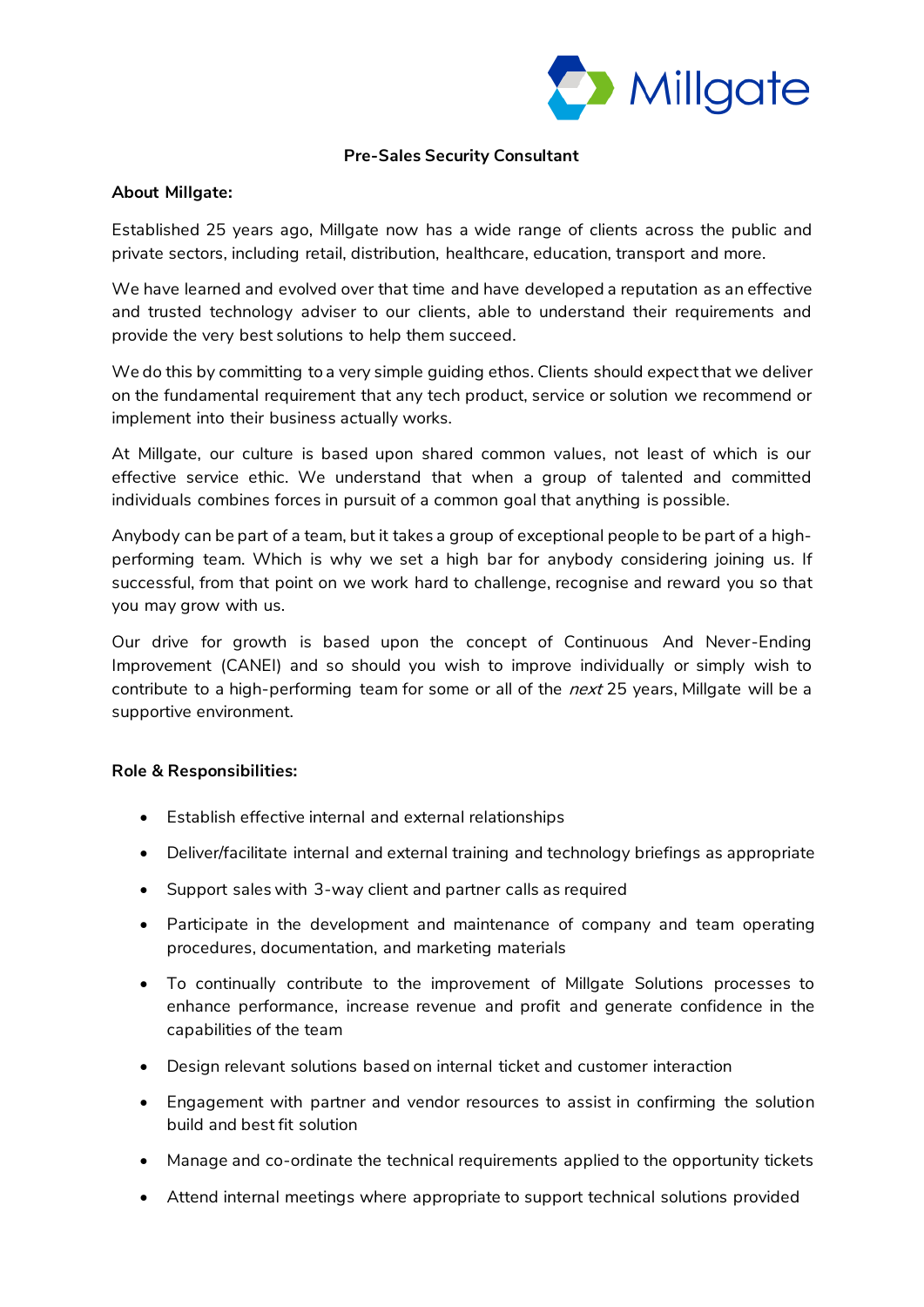# Pre-Sales Security Consultant

**About Millgate:**

Established 25 years ago, Millgate now has a wide range of clients across the public and private sectors, including retail, distribution, healthcare, education, transport and more.

We have learned and evolved over that time and have developed a reputation as an effective and trusted technology adviser to our clients, able to understand their requirements and provide the very best solutions to help them succeed.

We do this by committing to a very simple guiding ethos. Clients should expect that we deliver on the fundamental requirement that any tech product, service or solution we recommend or implement into their business actually works.

At Millgate, our culture is based upon shared common values, not least of which is our effective service ethic. We understand that when a group of talented and committed individuals combines forces in pursuit of a common goal that anything is possible.

Anybody can be part of a team, but it takes a group of exceptional people to be part of a high-performing team. Which is why we set a high bar for anybody considering joining us. If successful, from that point on we work hard to challenge, recognise and reward you so that you may grow with us.

Our drive for growth is based upon the concept of Continuous And Never-Ending Improvement (CANEI) and so should you wish to improve individually or simply wish to contribute to a high-performing team for some or all of the *next* 25 years, Millgate will be a supportive environment.

**Role & Responsibilities:**

- Establish effective internal and external relationships
- Deliver/facilitate internal and external training and technology briefings as appropriate
- Support sales with 3-way client and partner calls as required
- Participate in the development and maintenance of company and team operating procedures, documentation, and marketing materials
- To continually contribute to the improvement of Millgate Solutions processes to enhance performance, increase revenue and profit and generate confidence in the capabilities of the team
- Design relevant solutions based on internal ticket and customer interaction
- Engagement with partner and vendor resources to assist in confirming the solution build and best fit solution
- Manage and co-ordinate the technical requirements applied to the opportunity tickets
- Attend internal meetings where appropriate to support technical solutions provided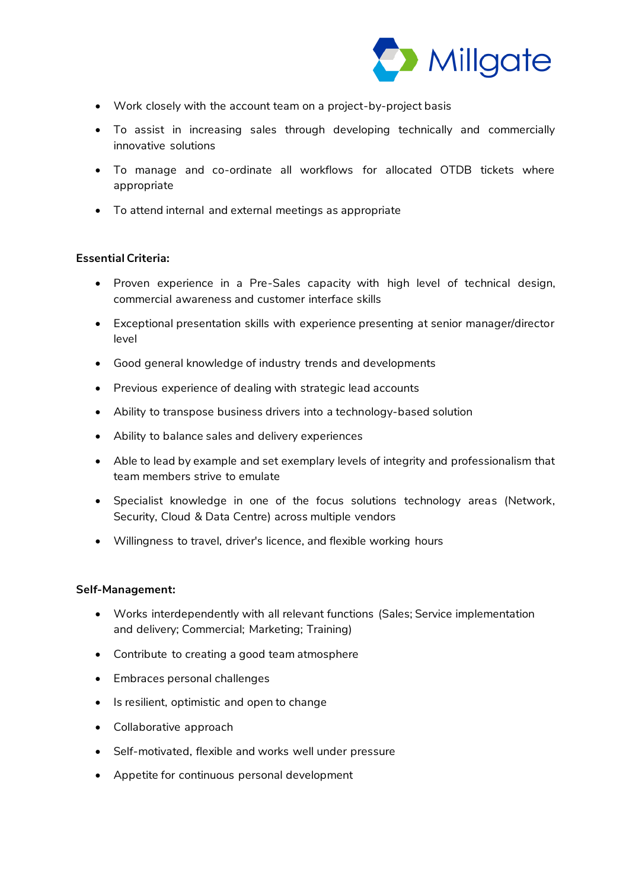- Work closely with the account team on a project-by-project basis
- To assist in increasing sales through developing technically and commercially innovative solutions
- To manage and co-ordinate all workflows for allocated OTDB tickets where appropriate
- To attend internal and external meetings as appropriate

**Essential Criteria:**

- Proven experience in a Pre-Sales capacity with high level of technical design, commercial awareness and customer interface skills
- Exceptional presentation skills with experience presenting at senior manager/director level
- Good general knowledge of industry trends and developments
- Previous experience of dealing with strategic lead accounts
- Ability to transpose business drivers into a technology-based solution
- Ability to balance sales and delivery experiences
- Able to lead by example and set exemplary levels of integrity and professionalism that team members strive to emulate
- Specialist knowledge in one of the focus solutions technology areas (Network, Security, Cloud & Data Centre) across multiple vendors
- Willingness to travel, driver's licence, and flexible working hours

**Self-Management:**

- Works interdependently with all relevant functions (Sales; Service implementation and delivery; Commercial; Marketing; Training)
- Contribute to creating a good team atmosphere
- Embraces personal challenges
- Is resilient, optimistic and open to change
- Collaborative approach
- Self-motivated, flexible and works well under pressure
- Appetite for continuous personal development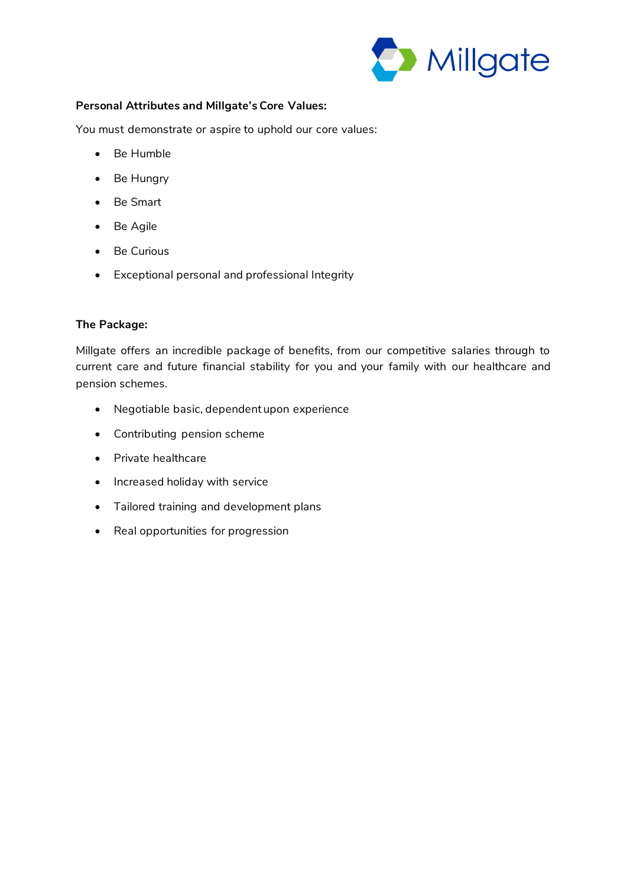**Personal Attributes and Millgate's Core Values:**

You must demonstrate or aspire to uphold our core values:

- Be Humble
- Be Hungry
- Be Smart
- Be Agile
- Be Curious
- Exceptional personal and professional Integrity

**The Package:**

Millgate offers an incredible package of benefits, from our competitive salaries through to current care and future financial stability for you and your family with our healthcare and pension schemes.

- Negotiable basic, dependent upon experience
- Contributing pension scheme
- Private healthcare
- Increased holiday with service
- Tailored training and development plans
- Real opportunities for progression